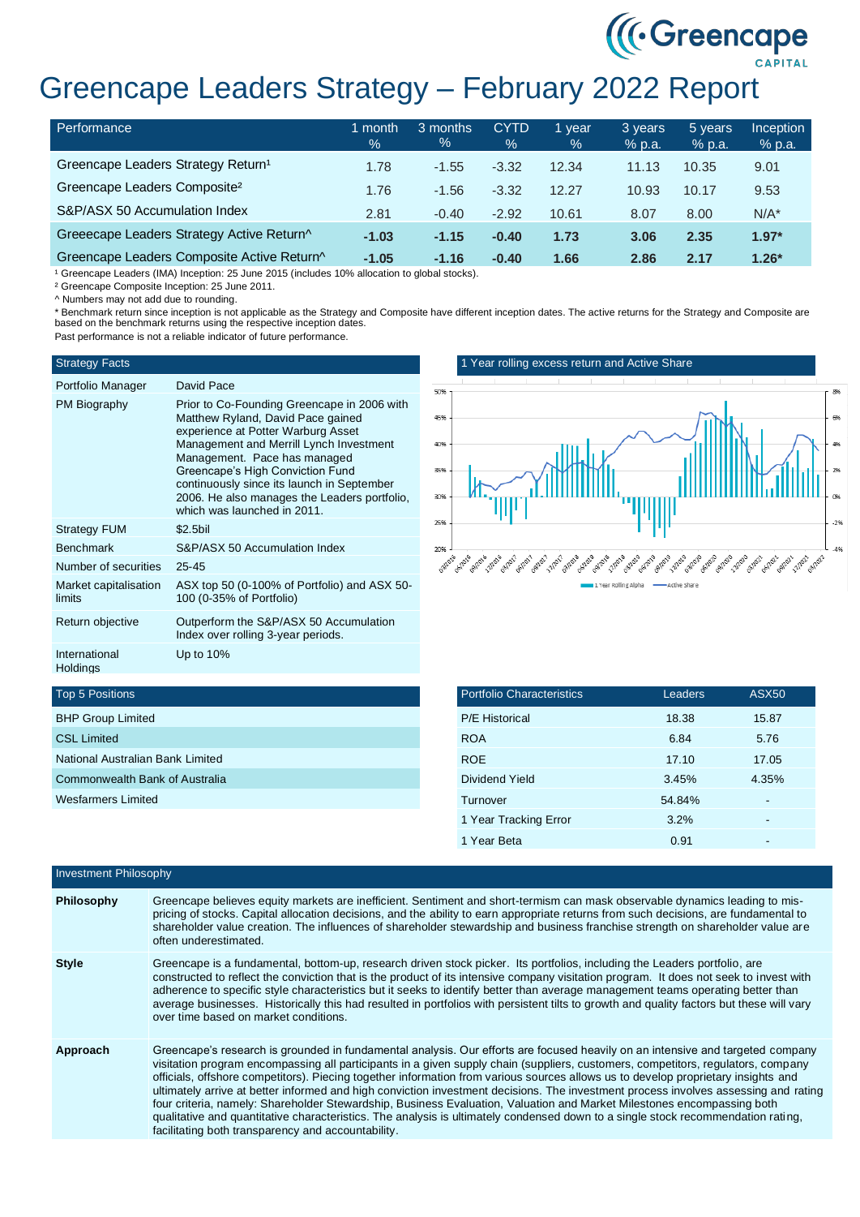# Greencape Leaders Strategy – February 2022 Report

| Performance | 1 month % | 3 months % | CYTD % | 1 year % | 3 years % p.a. | 5 years % p.a. | Inception % p.a. |
|---|---|---|---|---|---|---|---|
| Greencape Leaders Strategy Return[1] | 1.78 | -1.55 | -3.32 | 12.34 | 11.13 | 10.35 | 9.01 |
| Greencape Leaders Composite[2] | 1.76 | -1.56 | -3.32 | 12.27 | 10.93 | 10.17 | 9.53 |
| S&P/ASX 50 Accumulation Index | 2.81 | -0.40 | -2.92 | 10.61 | 8.07 | 8.00 | N/A* |
| **Greeecape Leaders Strategy Active Return^** | **-1.03** | **-1.15** | **-0.40** | **1.73** | **3.06** | **2.35** | **1.97*** |
| **Greencape Leaders Composite Active Return^** | **-1.05** | **-1.16** | **-0.40** | **1.66** | **2.86** | **2.17** | **1.26*** |

[1] Greencape Leaders (IMA) Inception: 25 June 2015 (includes 10% allocation to global stocks).

[2] Greencape Composite Inception: 25 June 2011.

^ Numbers may not add due to rounding.

* Benchmark return since inception is not applicable as the Strategy and Composite have different inception dates. The active returns for the Strategy and Composite are based on the benchmark returns using the respective inception dates.

Past performance is not a reliable indicator of future performance.

## Strategy Facts

| Strategy Facts | |
|---|---|
| Portfolio Manager | David Pace |
| PM Biography | Prior to Co-Founding Greencape in 2006 with Matthew Ryland, David Pace gained experience at Potter Warburg Asset Management and Merrill Lynch Investment Management. Pace has managed Greencape's High Conviction Fund continuously since its launch in September 2006. He also manages the Leaders portfolio, which was launched in 2011. |
| Strategy FUM | $2.5bil |
| Benchmark | S&P/ASX 50 Accumulation Index |
| Number of securities | 25-45 |
| Market capitalisation limits | ASX top 50 (0-100% of Portfolio) and ASX 50-100 (0-35% of Portfolio) |
| Return objective | Outperform the S&P/ASX 50 Accumulation Index over rolling 3-year periods. |
| International Holdings | Up to 10% |

## 1 Year rolling excess return and Active Share

## Top 5 Positions

| Top 5 Positions |
|---|
| BHP Group Limited |
| CSL Limited |
| National Australian Bank Limited |
| Commonwealth Bank of Australia |
| Wesfarmers Limited |

## Portfolio Characteristics

| Portfolio Characteristics | Leaders | ASX50 |
|---|---|---|
| P/E Historical | 18.38 | 15.87 |
| ROA | 6.84 | 5.76 |
| ROE | 17.10 | 17.05 |
| Dividend Yield | 3.45% | 4.35% |
| Turnover | 54.84% | - |
| 1 Year Tracking Error | 3.2% | - |
| 1 Year Beta | 0.91 | - |

## Investment Philosophy

**Philosophy**

Greencape believes equity markets are inefficient. Sentiment and short-termism can mask observable dynamics leading to mis-pricing of stocks. Capital allocation decisions, and the ability to earn appropriate returns from such decisions, are fundamental to shareholder value creation. The influences of shareholder stewardship and business franchise strength on shareholder value are often underestimated.

**Style**

Greencape is a fundamental, bottom-up, research driven stock picker. Its portfolios, including the Leaders portfolio, are constructed to reflect the conviction that is the product of its intensive company visitation program. It does not seek to invest with adherence to specific style characteristics but it seeks to identify better than average management teams operating better than average businesses. Historically this had resulted in portfolios with persistent tilts to growth and quality factors but these will vary over time based on market conditions.

**Approach**

Greencape's research is grounded in fundamental analysis. Our efforts are focused heavily on an intensive and targeted company visitation program encompassing all participants in a given supply chain (suppliers, customers, competitors, regulators, company officials, offshore competitors). Piecing together information from various sources allows us to develop proprietary insights and ultimately arrive at better informed and high conviction investment decisions. The investment process involves assessing and rating four criteria, namely: Shareholder Stewardship, Business Evaluation, Valuation and Market Milestones encompassing both qualitative and quantitative characteristics. The analysis is ultimately condensed down to a single stock recommendation rating, facilitating both transparency and accountability.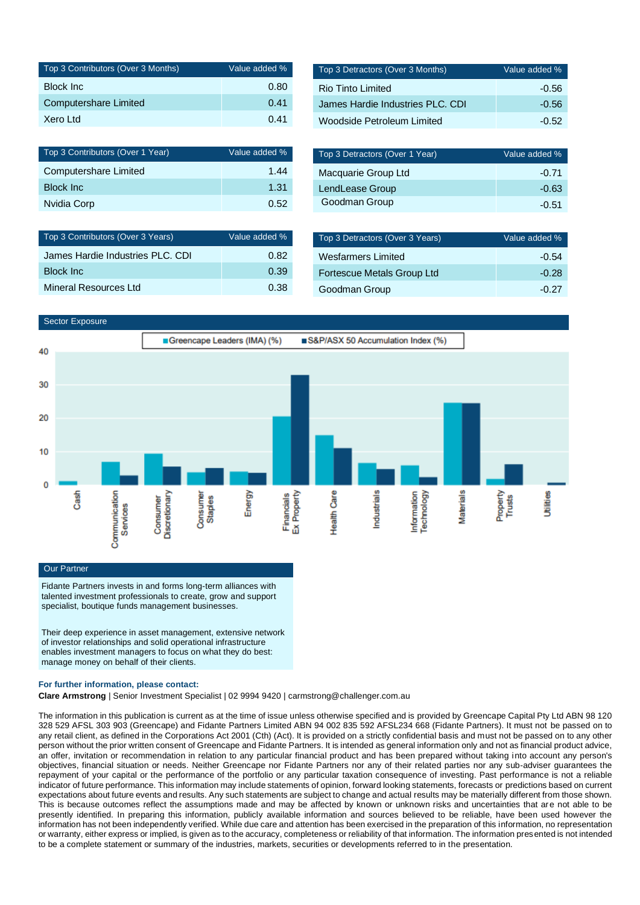| Top 3 Contributors (Over 3 Months) | Value added % |
|---|---|
| Block Inc | 0.80 |
| Computershare Limited | 0.41 |
| Xero Ltd | 0.41 |

| Top 3 Detractors (Over 3 Months) | Value added % |
|---|---|
| Rio Tinto Limited | -0.56 |
| James Hardie Industries PLC. CDI | -0.56 |
| Woodside Petroleum Limited | -0.52 |

| Top 3 Contributors (Over 1 Year) | Value added % |
|---|---|
| Computershare Limited | 1.44 |
| Block Inc | 1.31 |
| Nvidia Corp | 0.52 |

| Top 3 Detractors (Over 1 Year) | Value added % |
|---|---|
| Macquarie Group Ltd | -0.71 |
| LendLease Group | -0.63 |
| Goodman Group | -0.51 |

| Top 3 Contributors (Over 3 Years) | Value added % |
|---|---|
| James Hardie Industries PLC. CDI | 0.82 |
| Block Inc | 0.39 |
| Mineral Resources Ltd | 0.38 |

| Top 3 Detractors (Over 3 Years) | Value added % |
|---|---|
| Wesfarmers Limited | -0.54 |
| Fortescue Metals Group Ltd | -0.28 |
| Goodman Group | -0.27 |

## Sector Exposure

Greencape Leaders (IMA) (%)
S&P/ASX 50 Accumulation Index (%)

40
30
20
10
0

Cash
Communication Services
Consumer Discretionary
Consumer Staples
Energy
Financials Ex Property
Health Care
Industrials
Information Technology
Materials
Property Trusts
Utilities

## Our Partner

Fidante Partners invests in and forms long-term alliances with talented investment professionals to create, grow and support specialist, boutique funds management businesses.

Their deep experience in asset management, extensive network of investor relationships and solid operational infrastructure enables investment managers to focus on what they do best: manage money on behalf of their clients.

**For further information, please contact:**

**Clare Armstrong** | Senior Investment Specialist | 02 9994 9420 | carmstrong@challenger.com.au

The information in this publication is current as at the time of issue unless otherwise specified and is provided by Greencape Capital Pty Ltd ABN 98 120 328 529 AFSL 303 903 (Greencape) and Fidante Partners Limited ABN 94 002 835 592 AFSL234 668 (Fidante Partners). It must not be passed on to any retail client, as defined in the Corporations Act 2001 (Cth) (Act). It is provided on a strictly confidential basis and must not be passed on to any other person without the prior written consent of Greencape and Fidante Partners. It is intended as general information only and not as financial product advice, an offer, invitation or recommendation in relation to any particular financial product and has been prepared without taking into account any person's objectives, financial situation or needs. Neither Greencape nor Fidante Partners nor any of their related parties nor any sub-adviser guarantees the repayment of your capital or the performance of the portfolio or any particular taxation consequence of investing. Past performance is not a reliable indicator of future performance. This information may include statements of opinion, forward looking statements, forecasts or predictions based on current expectations about future events and results. Any such statements are subject to change and actual results may be materially different from those shown. This is because outcomes reflect the assumptions made and may be affected by known or unknown risks and uncertainties that are not able to be presently identified. In preparing this information, publicly available information and sources believed to be reliable, have been used however the information has not been independently verified. While due care and attention has been exercised in the preparation of this information, no representation or warranty, either express or implied, is given as to the accuracy, completeness or reliability of that information. The information presented is not intended to be a complete statement or summary of the industries, markets, securities or developments referred to in the presentation.